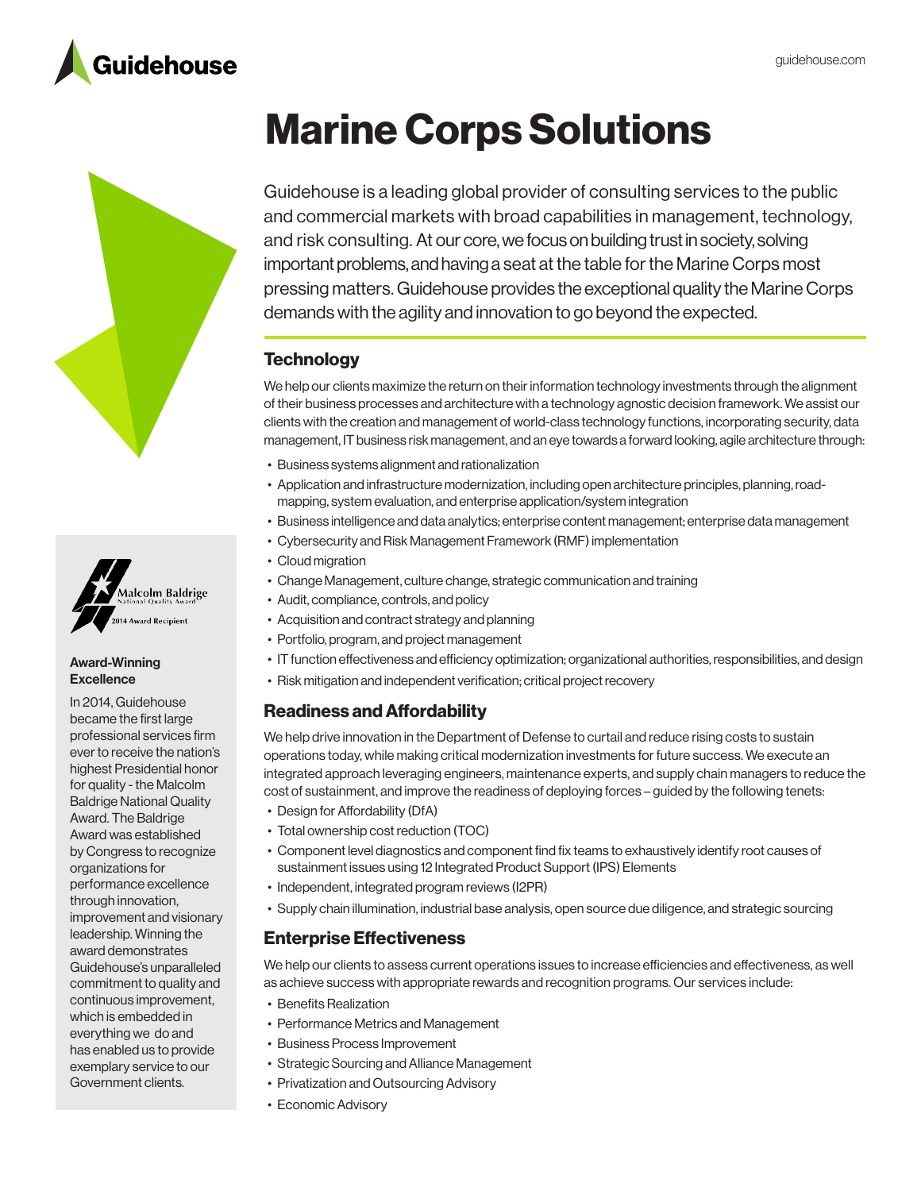# Marine Corps Solutions

Guidehouse is a leading global provider of consulting services to the public and commercial markets with broad capabilities in management, technology, and risk consulting. At our core, we focus on building trust in society, solving important problems, and having a seat at the table for the Marine Corps most pressing matters. Guidehouse provides the exceptional quality the Marine Corps demands with the agility and innovation to go beyond the expected.

## Technology

We help our clients maximize the return on their information technology investments through the alignment of their business processes and architecture with a technology agnostic decision framework. We assist our clients with the creation and management of world-class technology functions, incorporating security, data management, IT business risk management, and an eye towards a forward looking, agile architecture through:

- Business systems alignment and rationalization
- Application and infrastructure modernization, including open architecture principles, planning, road-mapping, system evaluation, and enterprise application/system integration
- Business intelligence and data analytics; enterprise content management; enterprise data management
- Cybersecurity and Risk Management Framework (RMF) implementation
- Cloud migration
- Change Management, culture change, strategic communication and training
- Audit, compliance, controls, and policy
- Acquisition and contract strategy and planning
- Portfolio, program, and project management
- IT function effectiveness and efficiency optimization; organizational authorities, responsibilities, and design
- Risk mitigation and independent verification; critical project recovery

## Readiness and Affordability

We help drive innovation in the Department of Defense to curtail and reduce rising costs to sustain operations today, while making critical modernization investments for future success. We execute an integrated approach leveraging engineers, maintenance experts, and supply chain managers to reduce the cost of sustainment, and improve the readiness of deploying forces – guided by the following tenets:

- Design for Affordability (DfA)
- Total ownership cost reduction (TOC)
- Component level diagnostics and component find fix teams to exhaustively identify root causes of sustainment issues using 12 Integrated Product Support (IPS) Elements
- Independent, integrated program reviews (I2PR)
- Supply chain illumination, industrial base analysis, open source due diligence, and strategic sourcing

## Enterprise Effectiveness

We help our clients to assess current operations issues to increase efficiencies and effectiveness, as well as achieve success with appropriate rewards and recognition programs. Our services include:

- Benefits Realization
- Performance Metrics and Management
- Business Process Improvement
- Strategic Sourcing and Alliance Management
- Privatization and Outsourcing Advisory
- Economic Advisory

Malcolm Baldrige National Quality Award 2014 Award Recipient

**Award-Winning Excellence**

In 2014, Guidehouse became the first large professional services firm ever to receive the nation's highest Presidential honor for quality - the Malcolm Baldrige National Quality Award. The Baldrige Award was established by Congress to recognize organizations for performance excellence through innovation, improvement and visionary leadership. Winning the award demonstrates Guidehouse's unparalleled commitment to quality and continuous improvement, which is embedded in everything we do and has enabled us to provide exemplary service to our Government clients.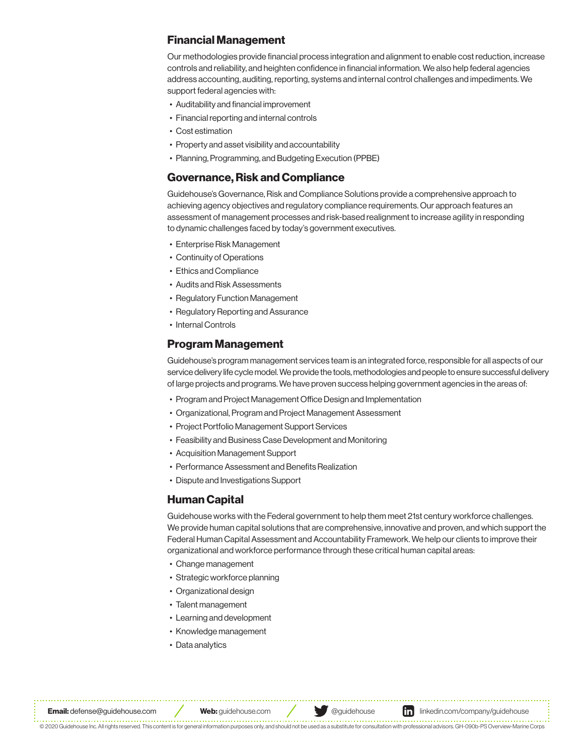## Financial Management

Our methodologies provide financial process integration and alignment to enable cost reduction, increase controls and reliability, and heighten confidence in financial information. We also help federal agencies address accounting, auditing, reporting, systems and internal control challenges and impediments. We support federal agencies with:

- Auditability and financial improvement
- Financial reporting and internal controls
- Cost estimation
- Property and asset visibility and accountability
- Planning, Programming, and Budgeting Execution (PPBE)

## Governance, Risk and Compliance

Guidehouse's Governance, Risk and Compliance Solutions provide a comprehensive approach to achieving agency objectives and regulatory compliance requirements. Our approach features an assessment of management processes and risk-based realignment to increase agility in responding to dynamic challenges faced by today's government executives.

- Enterprise Risk Management
- Continuity of Operations
- Ethics and Compliance
- Audits and Risk Assessments
- Regulatory Function Management
- Regulatory Reporting and Assurance
- Internal Controls

## Program Management

Guidehouse's program management services team is an integrated force, responsible for all aspects of our service delivery life cycle model. We provide the tools, methodologies and people to ensure successful delivery of large projects and programs. We have proven success helping government agencies in the areas of:

- Program and Project Management Office Design and Implementation
- Organizational, Program and Project Management Assessment
- Project Portfolio Management Support Services
- Feasibility and Business Case Development and Monitoring
- Acquisition Management Support
- Performance Assessment and Benefits Realization
- Dispute and Investigations Support

## Human Capital

Guidehouse works with the Federal government to help them meet 21st century workforce challenges. We provide human capital solutions that are comprehensive, innovative and proven, and which support the Federal Human Capital Assessment and Accountability Framework. We help our clients to improve their organizational and workforce performance through these critical human capital areas:

- Change management
- Strategic workforce planning
- Organizational design
- Talent management
- Learning and development
- Knowledge management
- Data analytics

**Email:** defense@guidehouse.com / **Web:** guidehouse.com / @guidehouse / linkedin.com/company/guidehouse

© 2020 Guidehouse Inc. All rights reserved. This content is for general information purposes only, and should not be used as a substitute for consultation with professional advisors. GH-090b-PS Overview-Marine Corps